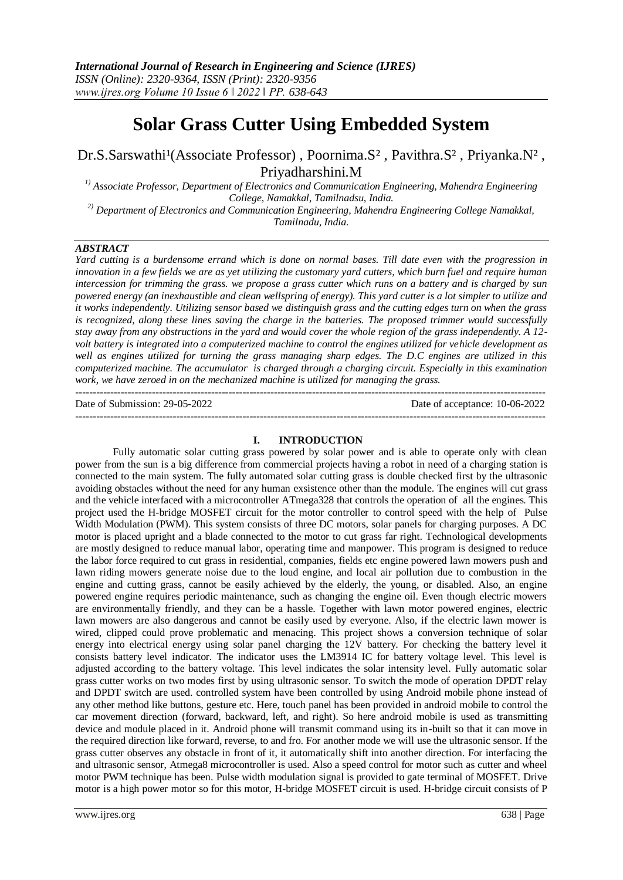*International Journal of Research in Engineering and Science (IJRES)*
*ISSN (Online): 2320-9364, ISSN (Print): 2320-9356*
*www.ijres.org Volume 10 Issue 6 ǁ 2022 ǁ PP. 638-643*

# Solar Grass Cutter Using Embedded System

Dr.S.Sarswathi[1](Associate Professor) , Poornima.S[2] , Pavithra.S[2] , Priyanka.N[2] , Priyadharshini.M

*[1)] Associate Professor, Department of Electronics and Communication Engineering, Mahendra Engineering College, Namakkal, Tamilnadsu, India.*

*[2)] Department of Electronics and Communication Engineering, Mahendra Engineering College Namakkal, Tamilnadu, India.*

***ABSTRACT***

*Yard cutting is a burdensome errand which is done on normal bases. Till date even with the progression in innovation in a few fields we are as yet utilizing the customary yard cutters, which burn fuel and require human intercession for trimming the grass. we propose a grass cutter which runs on a battery and is charged by sun powered energy (an inexhaustible and clean wellspring of energy). This yard cutter is a lot simpler to utilize and it works independently. Utilizing sensor based we distinguish grass and the cutting edges turn on when the grass is recognized, along these lines saving the charge in the batteries. The proposed trimmer would successfully stay away from any obstructions in the yard and would cover the whole region of the grass independently. A 12-volt battery is integrated into a computerized machine to control the engines utilized for vehicle development as well as engines utilized for turning the grass managing sharp edges. The D.C engines are utilized in this computerized machine. The accumulator is charged through a charging circuit. Especially in this examination work, we have zeroed in on the mechanized machine is utilized for managing the grass.*

---

Date of Submission: 29-05-2022 Date of acceptance: 10-06-2022

---

## I. INTRODUCTION

Fully automatic solar cutting grass powered by solar power and is able to operate only with clean power from the sun is a big difference from commercial projects having a robot in need of a charging station is connected to the main system. The fully automated solar cutting grass is double checked first by the ultrasonic avoiding obstacles without the need for any human exsistence other than the module. The engines will cut grass and the vehicle interfaced with a microcontroller ATmega328 that controls the operation of all the engines. This project used the H-bridge MOSFET circuit for the motor controller to control speed with the help of Pulse Width Modulation (PWM). This system consists of three DC motors, solar panels for charging purposes. A DC motor is placed upright and a blade connected to the motor to cut grass far right. Technological developments are mostly designed to reduce manual labor, operating time and manpower. This program is designed to reduce the labor force required to cut grass in residential, companies, fields etc engine powered lawn mowers push and lawn riding mowers generate noise due to the loud engine, and local air pollution due to combustion in the engine and cutting grass, cannot be easily achieved by the elderly, the young, or disabled. Also, an engine powered engine requires periodic maintenance, such as changing the engine oil. Even though electric mowers are environmentally friendly, and they can be a hassle. Together with lawn motor powered engines, electric lawn mowers are also dangerous and cannot be easily used by everyone. Also, if the electric lawn mower is wired, clipped could prove problematic and menacing. This project shows a conversion technique of solar energy into electrical energy using solar panel charging the 12V battery. For checking the battery level it consists battery level indicator. The indicator uses the LM3914 IC for battery voltage level. This level is adjusted according to the battery voltage. This level indicates the solar intensity level. Fully automatic solar grass cutter works on two modes first by using ultrasonic sensor. To switch the mode of operation DPDT relay and DPDT switch are used. controlled system have been controlled by using Android mobile phone instead of any other method like buttons, gesture etc. Here, touch panel has been provided in android mobile to control the car movement direction (forward, backward, left, and right). So here android mobile is used as transmitting device and module placed in it. Android phone will transmit command using its in-built so that it can move in the required direction like forward, reverse, to and fro. For another mode we will use the ultrasonic sensor. If the grass cutter observes any obstacle in front of it, it automatically shift into another direction. For interfacing the and ultrasonic sensor, Atmega8 microcontroller is used. Also a speed control for motor such as cutter and wheel motor PWM technique has been. Pulse width modulation signal is provided to gate terminal of MOSFET. Drive motor is a high power motor so for this motor, H-bridge MOSFET circuit is used. H-bridge circuit consists of P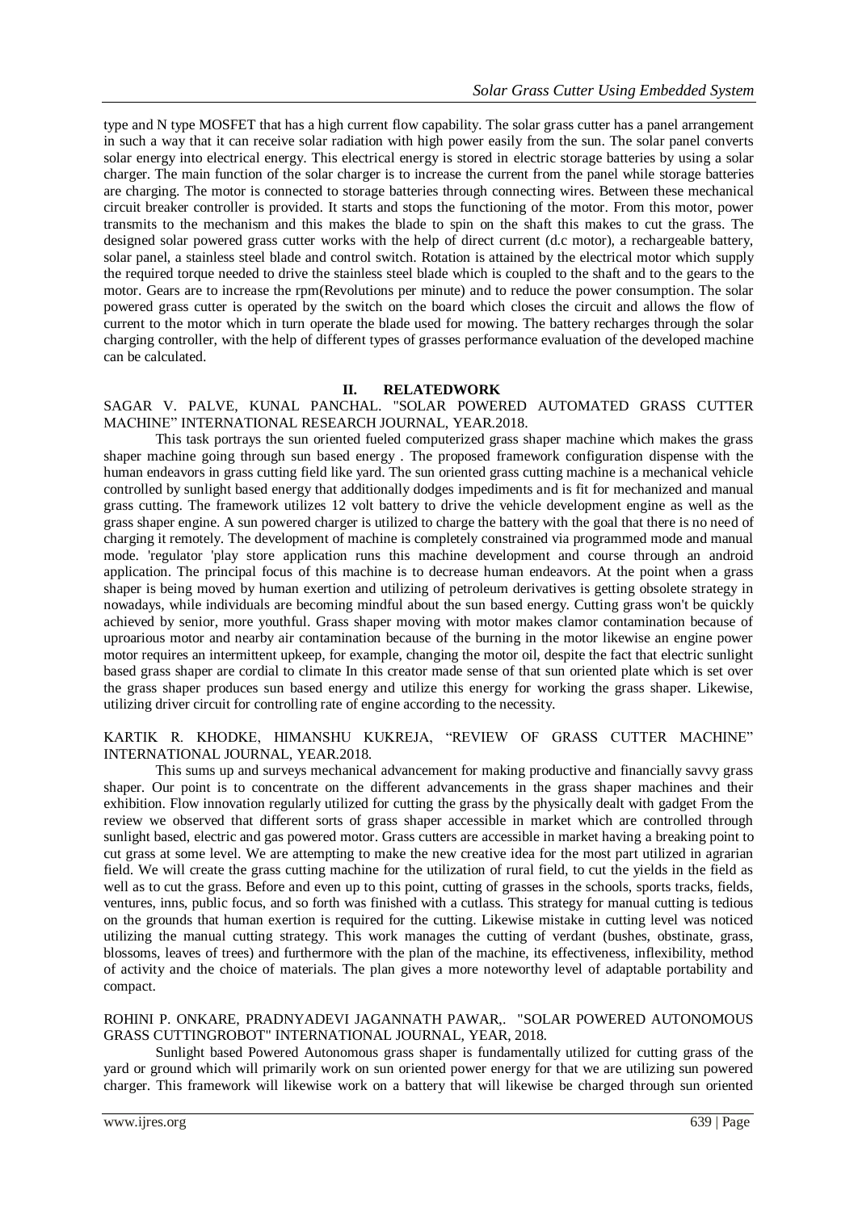type and N type MOSFET that has a high current flow capability. The solar grass cutter has a panel arrangement in such a way that it can receive solar radiation with high power easily from the sun. The solar panel converts solar energy into electrical energy. This electrical energy is stored in electric storage batteries by using a solar charger. The main function of the solar charger is to increase the current from the panel while storage batteries are charging. The motor is connected to storage batteries through connecting wires. Between these mechanical circuit breaker controller is provided. It starts and stops the functioning of the motor. From this motor, power transmits to the mechanism and this makes the blade to spin on the shaft this makes to cut the grass. The designed solar powered grass cutter works with the help of direct current (d.c motor), a rechargeable battery, solar panel, a stainless steel blade and control switch. Rotation is attained by the electrical motor which supply the required torque needed to drive the stainless steel blade which is coupled to the shaft and to the gears to the motor. Gears are to increase the rpm(Revolutions per minute) and to reduce the power consumption. The solar powered grass cutter is operated by the switch on the board which closes the circuit and allows the flow of current to the motor which in turn operate the blade used for mowing. The battery recharges through the solar charging controller, with the help of different types of grasses performance evaluation of the developed machine can be calculated.

## II. RELATEDWORK

SAGAR V. PALVE, KUNAL PANCHAL. "SOLAR POWERED AUTOMATED GRASS CUTTER MACHINE" INTERNATIONAL RESEARCH JOURNAL, YEAR.2018.

This task portrays the sun oriented fueled computerized grass shaper machine which makes the grass shaper machine going through sun based energy . The proposed framework configuration dispense with the human endeavors in grass cutting field like yard. The sun oriented grass cutting machine is a mechanical vehicle controlled by sunlight based energy that additionally dodges impediments and is fit for mechanized and manual grass cutting. The framework utilizes 12 volt battery to drive the vehicle development engine as well as the grass shaper engine. A sun powered charger is utilized to charge the battery with the goal that there is no need of charging it remotely. The development of machine is completely constrained via programmed mode and manual mode. 'regulator 'play store application runs this machine development and course through an android application. The principal focus of this machine is to decrease human endeavors. At the point when a grass shaper is being moved by human exertion and utilizing of petroleum derivatives is getting obsolete strategy in nowadays, while individuals are becoming mindful about the sun based energy. Cutting grass won't be quickly achieved by senior, more youthful. Grass shaper moving with motor makes clamor contamination because of uproarious motor and nearby air contamination because of the burning in the motor likewise an engine power motor requires an intermittent upkeep, for example, changing the motor oil, despite the fact that electric sunlight based grass shaper are cordial to climate In this creator made sense of that sun oriented plate which is set over the grass shaper produces sun based energy and utilize this energy for working the grass shaper. Likewise, utilizing driver circuit for controlling rate of engine according to the necessity.

KARTIK R. KHODKE, HIMANSHU KUKREJA, "REVIEW OF GRASS CUTTER MACHINE" INTERNATIONAL JOURNAL, YEAR.2018.

This sums up and surveys mechanical advancement for making productive and financially savvy grass shaper. Our point is to concentrate on the different advancements in the grass shaper machines and their exhibition. Flow innovation regularly utilized for cutting the grass by the physically dealt with gadget From the review we observed that different sorts of grass shaper accessible in market which are controlled through sunlight based, electric and gas powered motor. Grass cutters are accessible in market having a breaking point to cut grass at some level. We are attempting to make the new creative idea for the most part utilized in agrarian field. We will create the grass cutting machine for the utilization of rural field, to cut the yields in the field as well as to cut the grass. Before and even up to this point, cutting of grasses in the schools, sports tracks, fields, ventures, inns, public focus, and so forth was finished with a cutlass. This strategy for manual cutting is tedious on the grounds that human exertion is required for the cutting. Likewise mistake in cutting level was noticed utilizing the manual cutting strategy. This work manages the cutting of verdant (bushes, obstinate, grass, blossoms, leaves of trees) and furthermore with the plan of the machine, its effectiveness, inflexibility, method of activity and the choice of materials. The plan gives a more noteworthy level of adaptable portability and compact.

ROHINI P. ONKARE, PRADNYADEVI JAGANNATH PAWAR,. "SOLAR POWERED AUTONOMOUS GRASS CUTTINGROBOT" INTERNATIONAL JOURNAL, YEAR, 2018.

Sunlight based Powered Autonomous grass shaper is fundamentally utilized for cutting grass of the yard or ground which will primarily work on sun oriented power energy for that we are utilizing sun powered charger. This framework will likewise work on a battery that will likewise be charged through sun oriented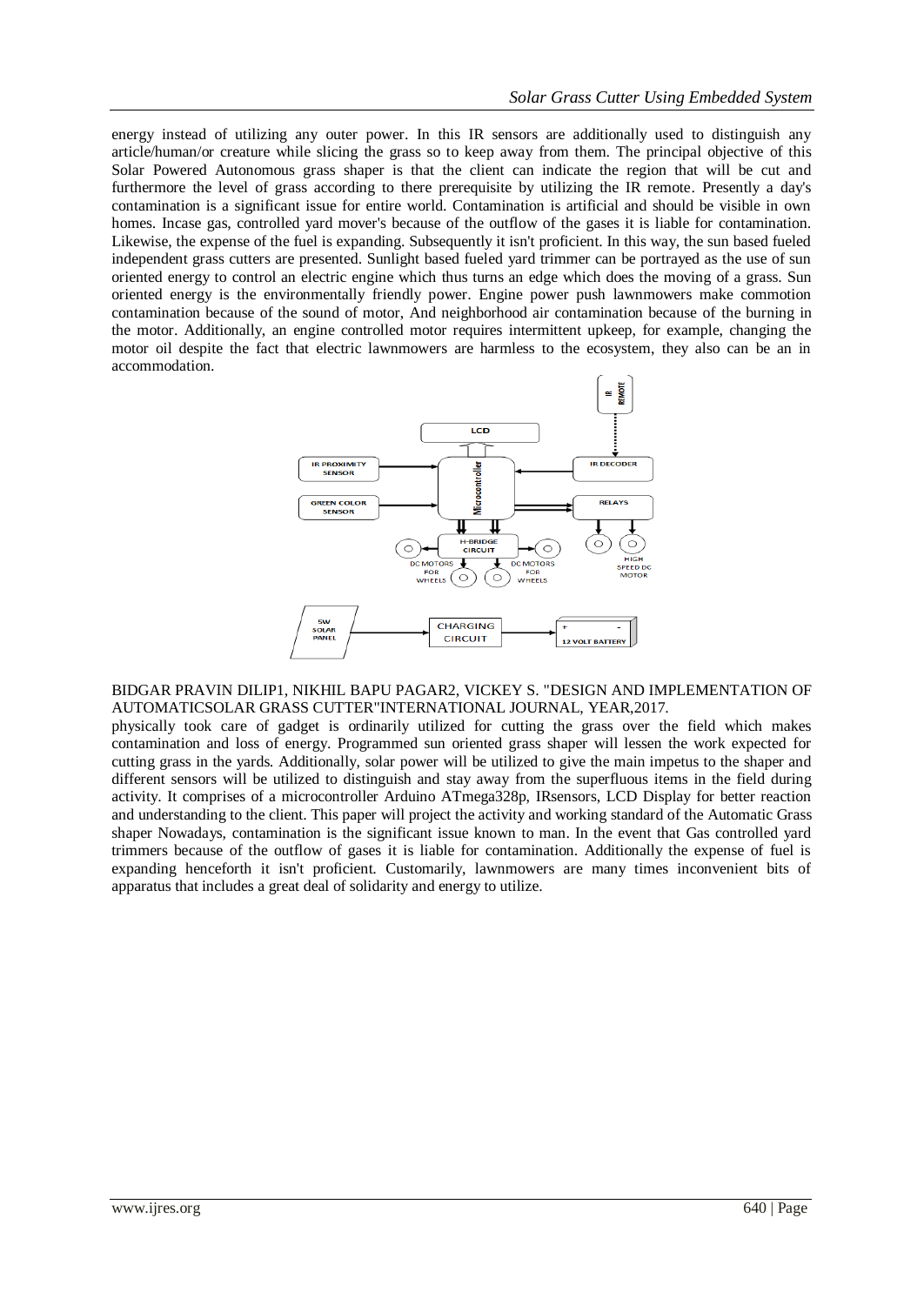energy instead of utilizing any outer power. In this IR sensors are additionally used to distinguish any article/human/or creature while slicing the grass so to keep away from them. The principal objective of this Solar Powered Autonomous grass shaper is that the client can indicate the region that will be cut and furthermore the level of grass according to there prerequisite by utilizing the IR remote. Presently a day's contamination is a significant issue for entire world. Contamination is artificial and should be visible in own homes. Incase gas, controlled yard mover's because of the outflow of the gases it is liable for contamination. Likewise, the expense of the fuel is expanding. Subsequently it isn't proficient. In this way, the sun based fueled independent grass cutters are presented. Sunlight based fueled yard trimmer can be portrayed as the use of sun oriented energy to control an electric engine which thus turns an edge which does the moving of a grass. Sun oriented energy is the environmentally friendly power. Engine power push lawnmowers make commotion contamination because of the sound of motor, And neighborhood air contamination because of the burning in the motor. Additionally, an engine controlled motor requires intermittent upkeep, for example, changing the motor oil despite the fact that electric lawnmowers are harmless to the ecosystem, they also can be an in accommodation.

BIDGAR PRAVIN DILIP1, NIKHIL BAPU PAGAR2, VICKEY S. "DESIGN AND IMPLEMENTATION OF AUTOMATICSOLAR GRASS CUTTER"INTERNATIONAL JOURNAL, YEAR,2017.

physically took care of gadget is ordinarily utilized for cutting the grass over the field which makes contamination and loss of energy. Programmed sun oriented grass shaper will lessen the work expected for cutting grass in the yards. Additionally, solar power will be utilized to give the main impetus to the shaper and different sensors will be utilized to distinguish and stay away from the superfluous items in the field during activity. It comprises of a microcontroller Arduino ATmega328p, IRsensors, LCD Display for better reaction and understanding to the client. This paper will project the activity and working standard of the Automatic Grass shaper Nowadays, contamination is the significant issue known to man. In the event that Gas controlled yard trimmers because of the outflow of gases it is liable for contamination. Additionally the expense of fuel is expanding henceforth it isn't proficient. Customarily, lawnmowers are many times inconvenient bits of apparatus that includes a great deal of solidarity and energy to utilize.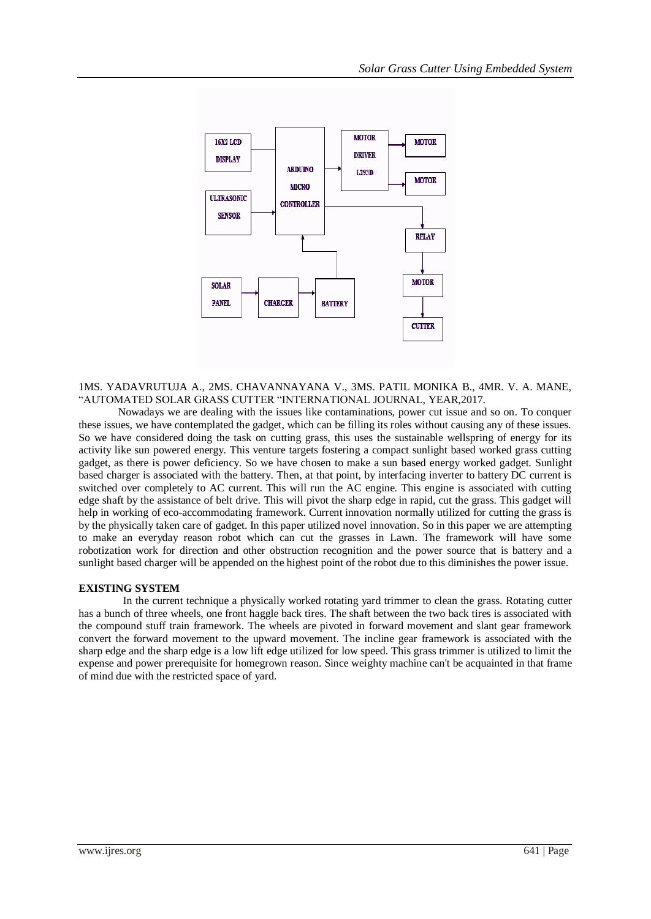1MS. YADAVRUTUJA A., 2MS. CHAVANNAYANA V., 3MS. PATIL MONIKA B., 4MR. V. A. MANE, "AUTOMATED SOLAR GRASS CUTTER "INTERNATIONAL JOURNAL, YEAR,2017.

Nowadays we are dealing with the issues like contaminations, power cut issue and so on. To conquer these issues, we have contemplated the gadget, which can be filling its roles without causing any of these issues. So we have considered doing the task on cutting grass, this uses the sustainable wellspring of energy for its activity like sun powered energy. This venture targets fostering a compact sunlight based worked grass cutting gadget, as there is power deficiency. So we have chosen to make a sun based energy worked gadget. Sunlight based charger is associated with the battery. Then, at that point, by interfacing inverter to battery DC current is switched over completely to AC current. This will run the AC engine. This engine is associated with cutting edge shaft by the assistance of belt drive. This will pivot the sharp edge in rapid, cut the grass. This gadget will help in working of eco-accommodating framework. Current innovation normally utilized for cutting the grass is by the physically taken care of gadget. In this paper utilized novel innovation. So in this paper we are attempting to make an everyday reason robot which can cut the grasses in Lawn. The framework will have some robotization work for direction and other obstruction recognition and the power source that is battery and a sunlight based charger will be appended on the highest point of the robot due to this diminishes the power issue.

## EXISTING SYSTEM

In the current technique a physically worked rotating yard trimmer to clean the grass. Rotating cutter has a bunch of three wheels, one front haggle back tires. The shaft between the two back tires is associated with the compound stuff train framework. The wheels are pivoted in forward movement and slant gear framework convert the forward movement to the upward movement. The incline gear framework is associated with the sharp edge and the sharp edge is a low lift edge utilized for low speed. This grass trimmer is utilized to limit the expense and power prerequisite for homegrown reason. Since weighty machine can't be acquainted in that frame of mind due with the restricted space of yard.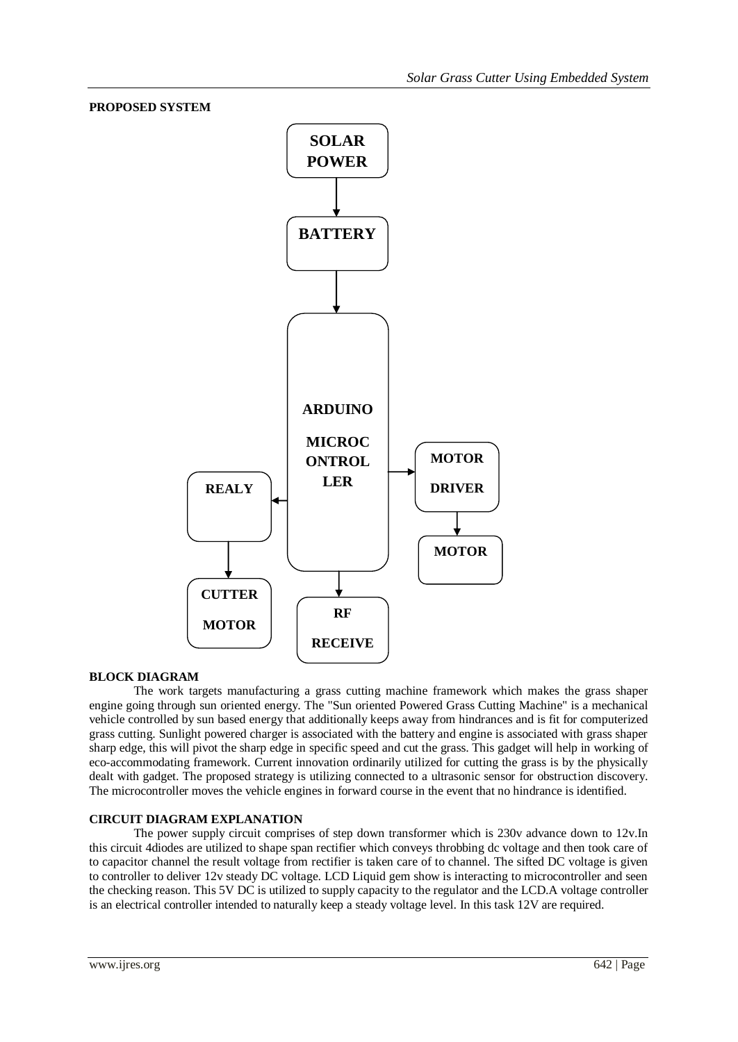**PROPOSED SYSTEM**

SOLAR POWER → BATTERY → ARDUINO MICROCONTROLLER

ARDUINO MICROCONTROLLER → MOTOR DRIVER → MOTOR

ARDUINO MICROCONTROLLER → REALY → CUTTER MOTOR

ARDUINO MICROCONTROLLER → RF RECEIVE

**BLOCK DIAGRAM**

The work targets manufacturing a grass cutting machine framework which makes the grass shaper engine going through sun oriented energy. The "Sun oriented Powered Grass Cutting Machine" is a mechanical vehicle controlled by sun based energy that additionally keeps away from hindrances and is fit for computerized grass cutting. Sunlight powered charger is associated with the battery and engine is associated with grass shaper sharp edge, this will pivot the sharp edge in specific speed and cut the grass. This gadget will help in working of eco-accommodating framework. Current innovation ordinarily utilized for cutting the grass is by the physically dealt with gadget. The proposed strategy is utilizing connected to a ultrasonic sensor for obstruction discovery. The microcontroller moves the vehicle engines in forward course in the event that no hindrance is identified.

**CIRCUIT DIAGRAM EXPLANATION**

The power supply circuit comprises of step down transformer which is 230v advance down to 12v.In this circuit 4diodes are utilized to shape span rectifier which conveys throbbing dc voltage and then took care of to capacitor channel the result voltage from rectifier is taken care of to channel. The sifted DC voltage is given to controller to deliver 12v steady DC voltage. LCD Liquid gem show is interacting to microcontroller and seen the checking reason. This 5V DC is utilized to supply capacity to the regulator and the LCD.A voltage controller is an electrical controller intended to naturally keep a steady voltage level. In this task 12V are required.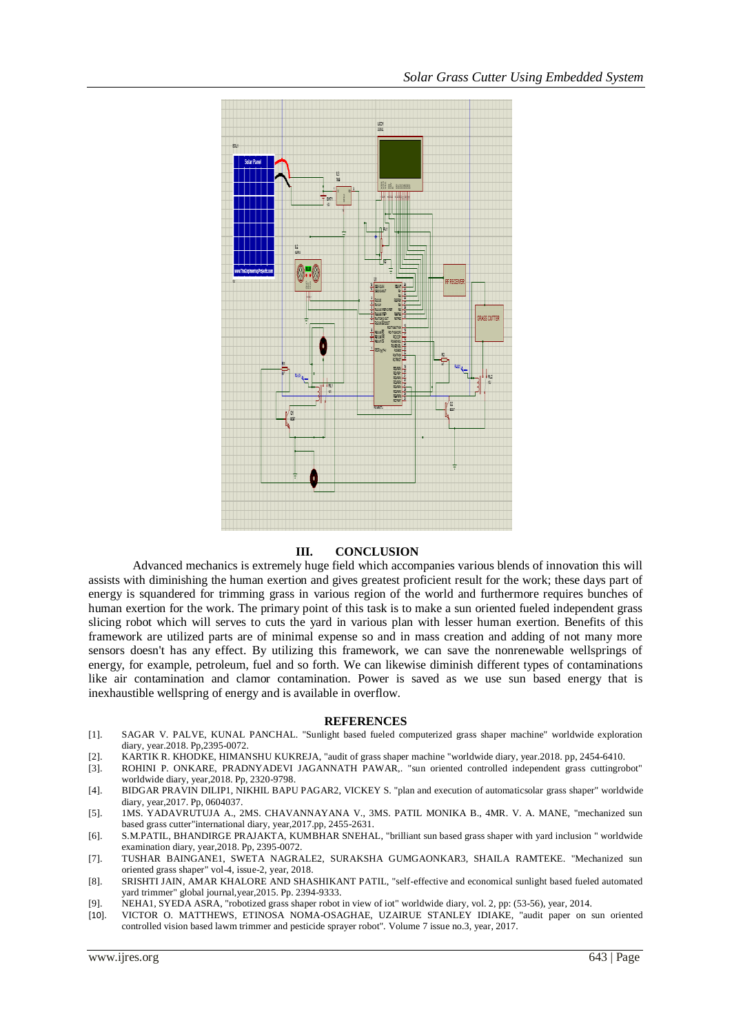## III. CONCLUSION

Advanced mechanics is extremely huge field which accompanies various blends of innovation this will assists with diminishing the human exertion and gives greatest proficient result for the work; these days part of energy is squandered for trimming grass in various region of the world and furthermore requires bunches of human exertion for the work. The primary point of this task is to make a sun oriented fueled independent grass slicing robot which will serves to cuts the yard in various plan with lesser human exertion. Benefits of this framework are utilized parts are of minimal expense so and in mass creation and adding of not many more sensors doesn't has any effect. By utilizing this framework, we can save the nonrenewable wellsprings of energy, for example, petroleum, fuel and so forth. We can likewise diminish different types of contaminations like air contamination and clamor contamination. Power is saved as we use sun based energy that is inexhaustible wellspring of energy and is available in overflow.

## REFERENCES

[1]. SAGAR V. PALVE, KUNAL PANCHAL. "Sunlight based fueled computerized grass shaper machine" worldwide exploration diary, year.2018. Pp,2395-0072.

[2]. KARTIK R. KHODKE, HIMANSHU KUKREJA, "audit of grass shaper machine "worldwide diary, year.2018. pp, 2454-6410.

[3]. ROHINI P. ONKARE, PRADNYADEVI JAGANNATH PAWAR,. "sun oriented controlled independent grass cuttingrobot" worldwide diary, year,2018. Pp, 2320-9798.

[4]. BIDGAR PRAVIN DILIP1, NIKHIL BAPU PAGAR2, VICKEY S. "plan and execution of automaticsolar grass shaper" worldwide diary, year,2017. Pp, 0604037.

[5]. 1MS. YADAVRUTUJA A., 2MS. CHAVANNAYANA V., 3MS. PATIL MONIKA B., 4MR. V. A. MANE, "mechanized sun based grass cutter"international diary, year,2017.pp, 2455-2631.

[6]. S.M.PATIL, BHANDIRGE PRAJAKTA, KUMBHAR SNEHAL, "brilliant sun based grass shaper with yard inclusion " worldwide examination diary, year,2018. Pp, 2395-0072.

[7]. TUSHAR BAINGANE1, SWETA NAGRALE2, SURAKSHA GUMGAONKAR3, SHAILA RAMTEKE. "Mechanized sun oriented grass shaper" vol-4, issue-2, year, 2018.

[8]. SRISHTI JAIN, AMAR KHALORE AND SHASHIKANT PATIL, "self-effective and economical sunlight based fueled automated yard trimmer" global journal,year,2015. Pp. 2394-9333.

[9]. NEHA1, SYEDA ASRA, "robotized grass shaper robot in view of iot" worldwide diary, vol. 2, pp: (53-56), year, 2014.

[10]. VICTOR O. MATTHEWS, ETINOSA NOMA-OSAGHAE, UZAIRUE STANLEY IDIAKE, "audit paper on sun oriented controlled vision based lawm trimmer and pesticide sprayer robot". Volume 7 issue no.3, year, 2017.